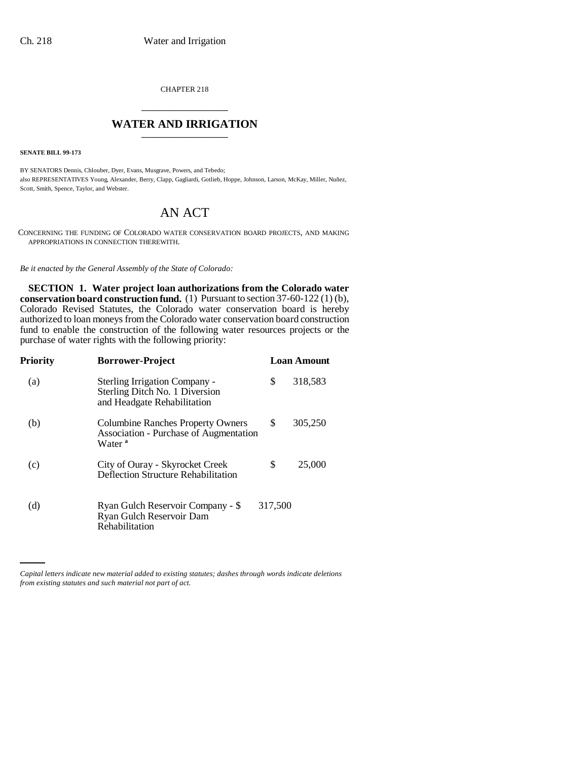CHAPTER 218

# WATER AND IRRIGATION

**SENATE BILL 99-173**

BY SENATORS Dennis, Chlouber, Dyer, Evans, Musgrave, Powers, and Tebedo;
also REPRESENTATIVES Young, Alexander, Berry, Clapp, Gagliardi, Gotlieb, Hoppe, Johnson, Larson, McKay, Miller, Nuñez, Scott, Smith, Spence, Taylor, and Webster.

# AN ACT

CONCERNING THE FUNDING OF COLORADO WATER CONSERVATION BOARD PROJECTS, AND MAKING APPROPRIATIONS IN CONNECTION THEREWITH.

*Be it enacted by the General Assembly of the State of Colorado:*

**SECTION 1. Water project loan authorizations from the Colorado water conservation board construction fund.** (1) Pursuant to section 37-60-122 (1) (b), Colorado Revised Statutes, the Colorado water conservation board is hereby authorized to loan moneys from the Colorado water conservation board construction fund to enable the construction of the following water resources projects or the purchase of water rights with the following priority:

| Priority | Borrower-Project | Loan Amount |
|---|---|---|
| (a) | Sterling Irrigation Company - Sterling Ditch No. 1 Diversion and Headgate Rehabilitation | $ 318,583 |
| (b) | Columbine Ranches Property Owners Association - Purchase of Augmentation Water [a] | $ 305,250 |
| (c) | City of Ouray - Skyrocket Creek Deflection Structure Rehabilitation | $ 25,000 |
| (d) | Ryan Gulch Reservoir Company - Ryan Gulch Reservoir Dam Rehabilitation | $ 317,500 |

*Capital letters indicate new material added to existing statutes; dashes through words indicate deletions from existing statutes and such material not part of act.*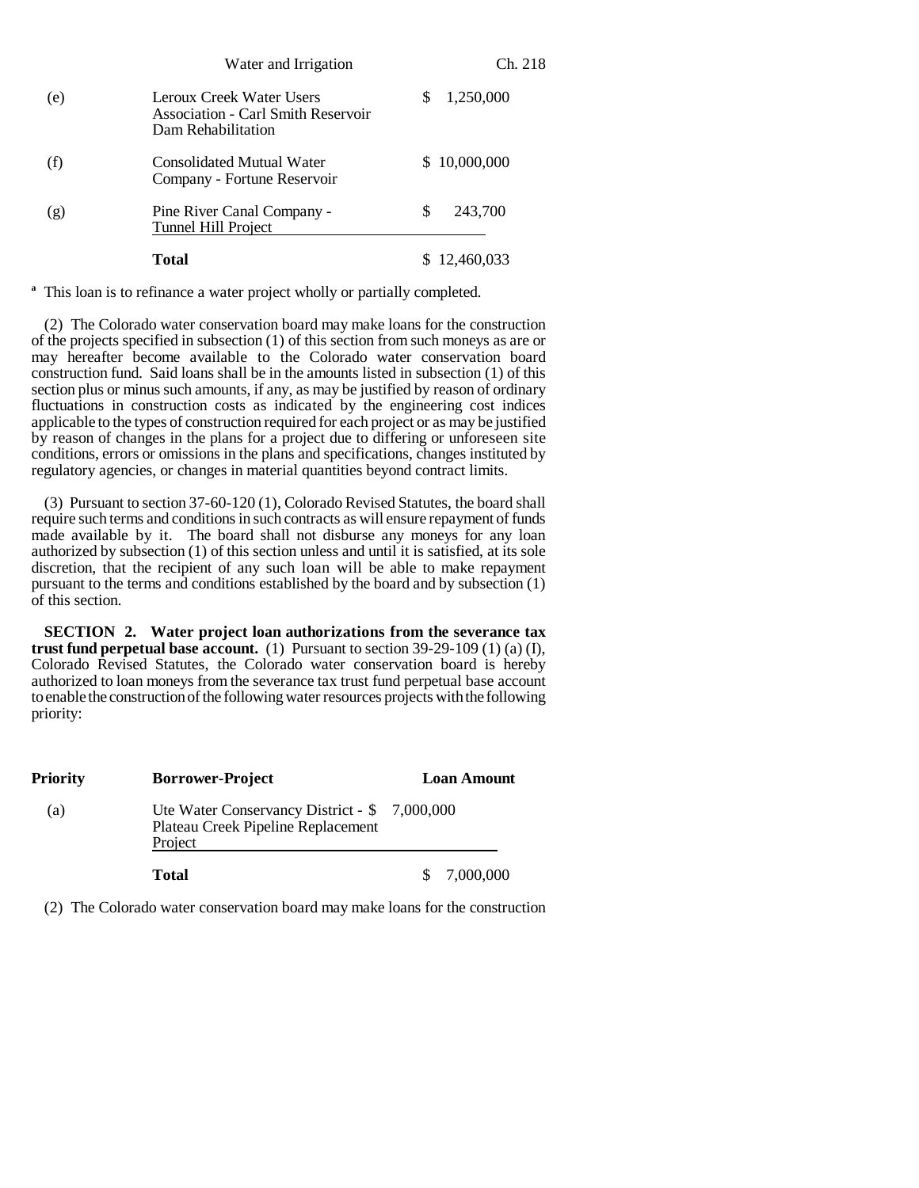| | | |
|---|---|---|
| (e) | Leroux Creek Water Users Association - Carl Smith Reservoir Dam Rehabilitation | $ 1,250,000 |
| (f) | Consolidated Mutual Water Company - Fortune Reservoir | $ 10,000,000 |
| (g) | Pine River Canal Company - Tunnel Hill Project | $ 243,700 |
| | **Total** | $ 12,460,033 |

[a] This loan is to refinance a water project wholly or partially completed.

(2) The Colorado water conservation board may make loans for the construction of the projects specified in subsection (1) of this section from such moneys as are or may hereafter become available to the Colorado water conservation board construction fund. Said loans shall be in the amounts listed in subsection (1) of this section plus or minus such amounts, if any, as may be justified by reason of ordinary fluctuations in construction costs as indicated by the engineering cost indices applicable to the types of construction required for each project or as may be justified by reason of changes in the plans for a project due to differing or unforeseen site conditions, errors or omissions in the plans and specifications, changes instituted by regulatory agencies, or changes in material quantities beyond contract limits.

(3) Pursuant to section 37-60-120 (1), Colorado Revised Statutes, the board shall require such terms and conditions in such contracts as will ensure repayment of funds made available by it. The board shall not disburse any moneys for any loan authorized by subsection (1) of this section unless and until it is satisfied, at its sole discretion, that the recipient of any such loan will be able to make repayment pursuant to the terms and conditions established by the board and by subsection (1) of this section.

**SECTION 2. Water project loan authorizations from the severance tax trust fund perpetual base account.** (1) Pursuant to section 39-29-109 (1) (a) (I), Colorado Revised Statutes, the Colorado water conservation board is hereby authorized to loan moneys from the severance tax trust fund perpetual base account to enable the construction of the following water resources projects with the following priority:

| Priority | Borrower-Project | Loan Amount |
|---|---|---|
| (a) | Ute Water Conservancy District - Plateau Creek Pipeline Replacement Project | $ 7,000,000 |
| | **Total** | $ 7,000,000 |

(2) The Colorado water conservation board may make loans for the construction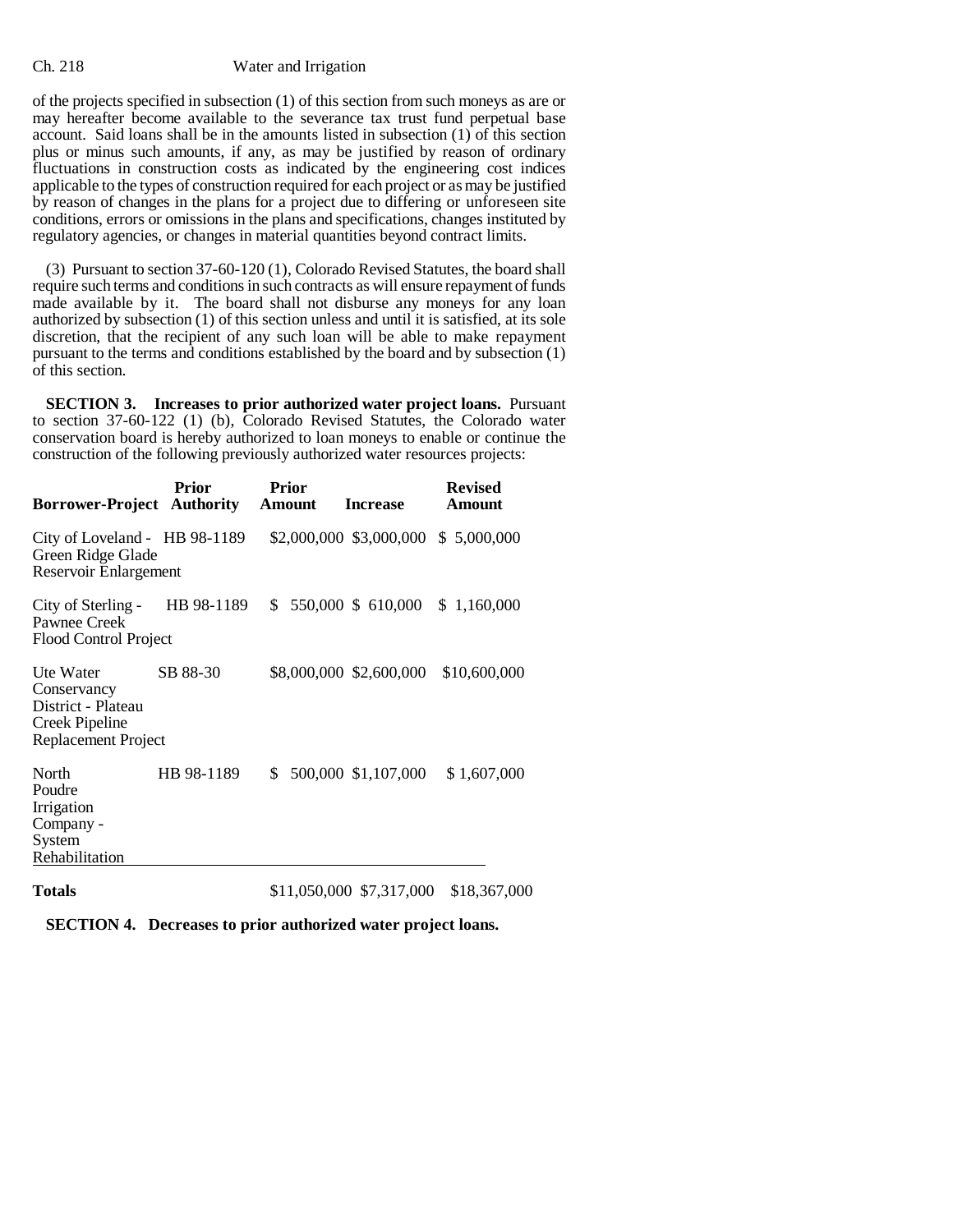of the projects specified in subsection (1) of this section from such moneys as are or may hereafter become available to the severance tax trust fund perpetual base account. Said loans shall be in the amounts listed in subsection (1) of this section plus or minus such amounts, if any, as may be justified by reason of ordinary fluctuations in construction costs as indicated by the engineering cost indices applicable to the types of construction required for each project or as may be justified by reason of changes in the plans for a project due to differing or unforeseen site conditions, errors or omissions in the plans and specifications, changes instituted by regulatory agencies, or changes in material quantities beyond contract limits.

(3) Pursuant to section 37-60-120 (1), Colorado Revised Statutes, the board shall require such terms and conditions in such contracts as will ensure repayment of funds made available by it. The board shall not disburse any moneys for any loan authorized by subsection (1) of this section unless and until it is satisfied, at its sole discretion, that the recipient of any such loan will be able to make repayment pursuant to the terms and conditions established by the board and by subsection (1) of this section.

**SECTION 3. Increases to prior authorized water project loans.** Pursuant to section 37-60-122 (1) (b), Colorado Revised Statutes, the Colorado water conservation board is hereby authorized to loan moneys to enable or continue the construction of the following previously authorized water resources projects:

| Borrower-Project | Prior Authority | Prior Amount | Increase | Revised Amount |
|---|---|---|---|---|
| City of Loveland - Green Ridge Glade Reservoir Enlargement | HB 98-1189 | $2,000,000 | $3,000,000 | $ 5,000,000 |
| City of Sterling - Pawnee Creek Flood Control Project | HB 98-1189 | $ 550,000 | $ 610,000 | $ 1,160,000 |
| Ute Water Conservancy District - Plateau Creek Pipeline Replacement Project | SB 88-30 | $8,000,000 | $2,600,000 | $10,600,000 |
| North Poudre Irrigation Company - System Rehabilitation | HB 98-1189 | $ 500,000 | $1,107,000 | $ 1,607,000 |
| **Totals** | | $11,050,000 | $7,317,000 | $18,367,000 |

**SECTION 4. Decreases to prior authorized water project loans.**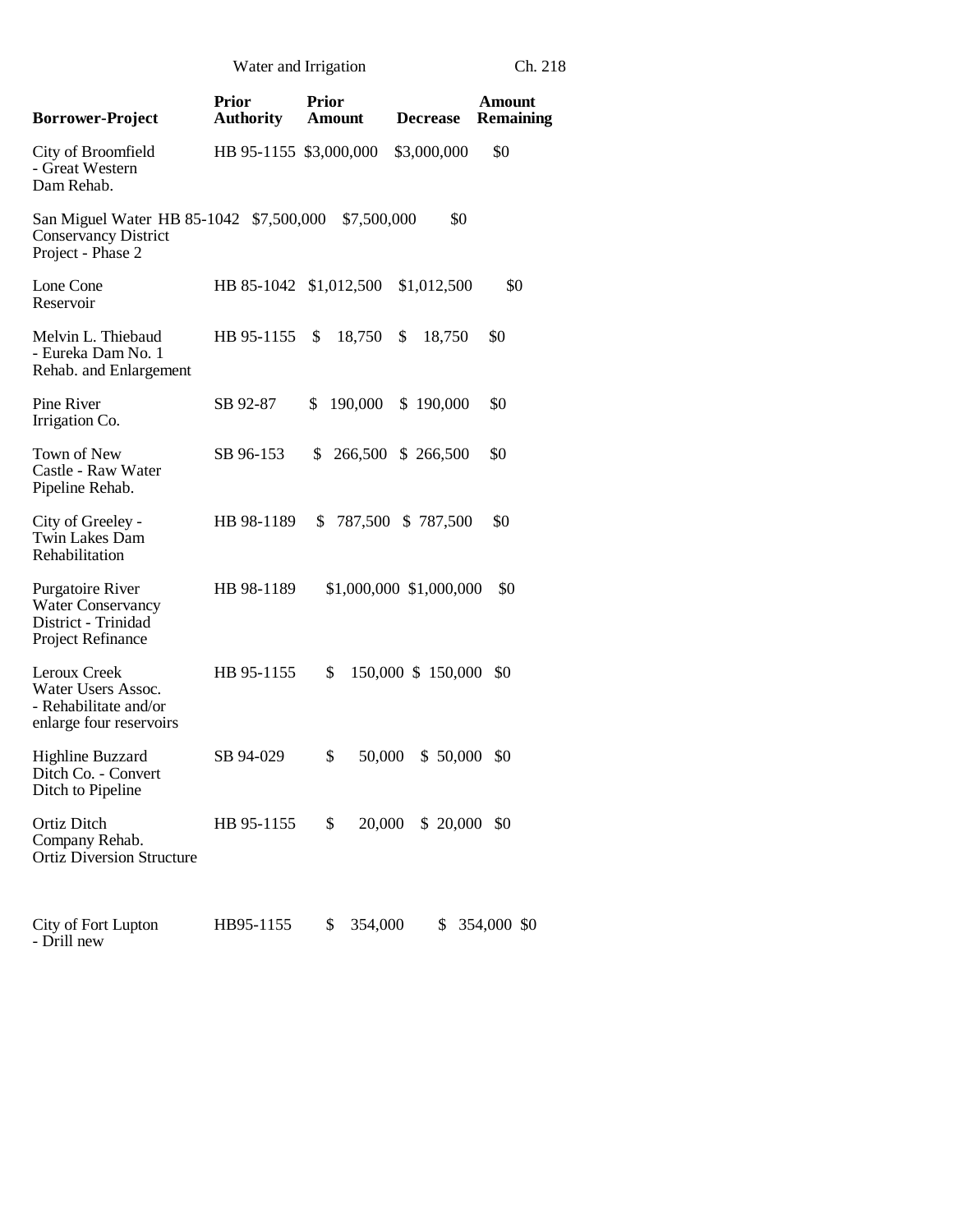| Borrower-Project | Prior Authority | Prior Amount | Decrease | Amount Remaining |
|---|---|---|---|---|
| City of Broomfield - Great Western Dam Rehab. | HB 95-1155 | $3,000,000 | $3,000,000 | $0 |
| San Miguel Water Conservancy District Project - Phase 2 | HB 85-1042 | $7,500,000 | $7,500,000 | $0 |
| Lone Cone Reservoir | HB 85-1042 | $1,012,500 | $1,012,500 | $0 |
| Melvin L. Thiebaud - Eureka Dam No. 1 Rehab. and Enlargement | HB 95-1155 | $ 18,750 | $ 18,750 | $0 |
| Pine River Irrigation Co. | SB 92-87 | $ 190,000 | $ 190,000 | $0 |
| Town of New Castle - Raw Water Pipeline Rehab. | SB 96-153 | $ 266,500 | $ 266,500 | $0 |
| City of Greeley - Twin Lakes Dam Rehabilitation | HB 98-1189 | $ 787,500 | $ 787,500 | $0 |
| Purgatoire River Water Conservancy District - Trinidad Project Refinance | HB 98-1189 | $1,000,000 | $1,000,000 | $0 |
| Leroux Creek Water Users Assoc. - Rehabilitate and/or enlarge four reservoirs | HB 95-1155 | $ 150,000 | $ 150,000 | $0 |
| Highline Buzzard Ditch Co. - Convert Ditch to Pipeline | SB 94-029 | $ 50,000 | $ 50,000 | $0 |
| Ortiz Ditch Company Rehab. Ortiz Diversion Structure | HB 95-1155 | $ 20,000 | $ 20,000 | $0 |
| City of Fort Lupton - Drill new | HB95-1155 | $ 354,000 | $ 354,000 | $0 |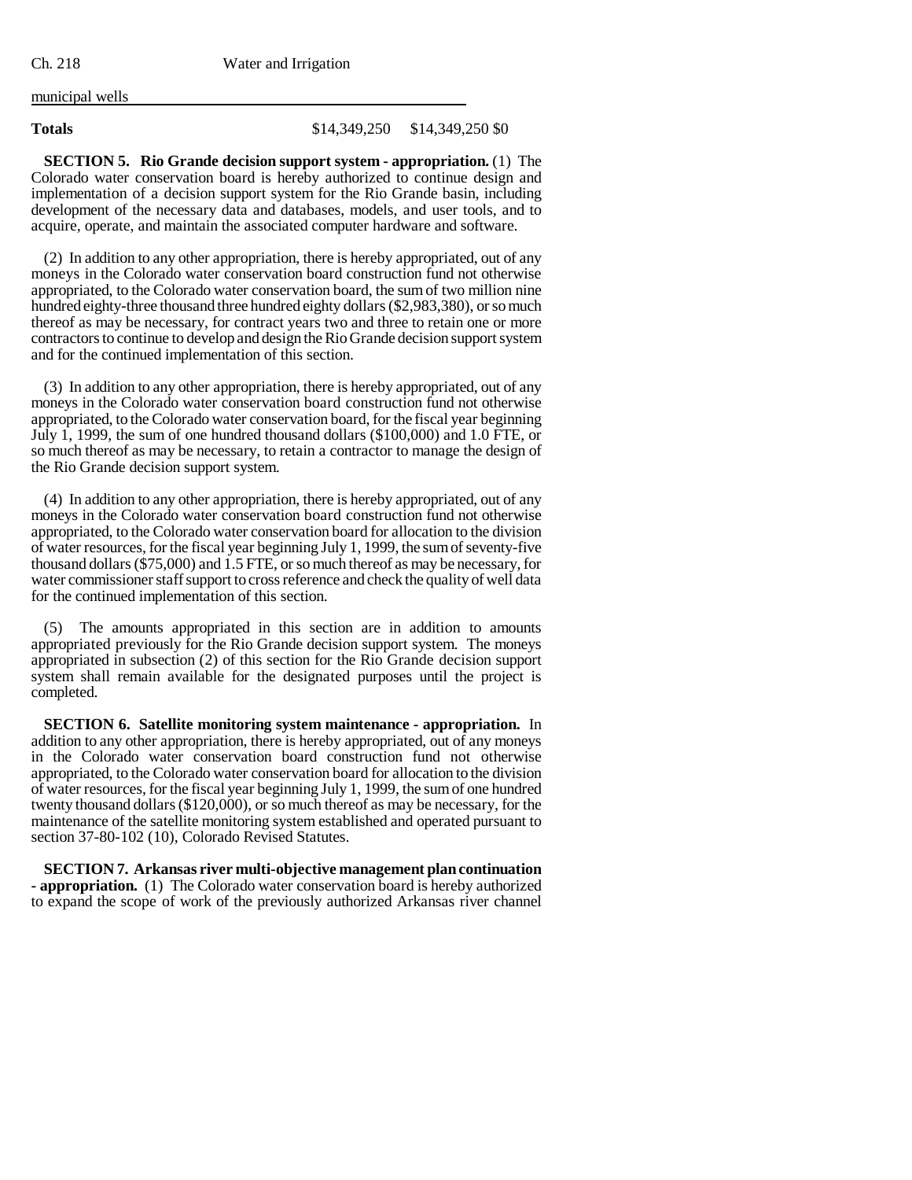municipal wells

| Totals | $14,349,250 | $14,349,250 | $0 |
|---|---|---|---|

**SECTION 5. Rio Grande decision support system - appropriation.** (1) The Colorado water conservation board is hereby authorized to continue design and implementation of a decision support system for the Rio Grande basin, including development of the necessary data and databases, models, and user tools, and to acquire, operate, and maintain the associated computer hardware and software.

(2) In addition to any other appropriation, there is hereby appropriated, out of any moneys in the Colorado water conservation board construction fund not otherwise appropriated, to the Colorado water conservation board, the sum of two million nine hundred eighty-three thousand three hundred eighty dollars ($2,983,380), or so much thereof as may be necessary, for contract years two and three to retain one or more contractors to continue to develop and design the Rio Grande decision support system and for the continued implementation of this section.

(3) In addition to any other appropriation, there is hereby appropriated, out of any moneys in the Colorado water conservation board construction fund not otherwise appropriated, to the Colorado water conservation board, for the fiscal year beginning July 1, 1999, the sum of one hundred thousand dollars ($100,000) and 1.0 FTE, or so much thereof as may be necessary, to retain a contractor to manage the design of the Rio Grande decision support system.

(4) In addition to any other appropriation, there is hereby appropriated, out of any moneys in the Colorado water conservation board construction fund not otherwise appropriated, to the Colorado water conservation board for allocation to the division of water resources, for the fiscal year beginning July 1, 1999, the sum of seventy-five thousand dollars ($75,000) and 1.5 FTE, or so much thereof as may be necessary, for water commissioner staff support to cross reference and check the quality of well data for the continued implementation of this section.

(5) The amounts appropriated in this section are in addition to amounts appropriated previously for the Rio Grande decision support system. The moneys appropriated in subsection (2) of this section for the Rio Grande decision support system shall remain available for the designated purposes until the project is completed.

**SECTION 6. Satellite monitoring system maintenance - appropriation.** In addition to any other appropriation, there is hereby appropriated, out of any moneys in the Colorado water conservation board construction fund not otherwise appropriated, to the Colorado water conservation board for allocation to the division of water resources, for the fiscal year beginning July 1, 1999, the sum of one hundred twenty thousand dollars ($120,000), or so much thereof as may be necessary, for the maintenance of the satellite monitoring system established and operated pursuant to section 37-80-102 (10), Colorado Revised Statutes.

**SECTION 7. Arkansas river multi-objective management plan continuation - appropriation.** (1) The Colorado water conservation board is hereby authorized to expand the scope of work of the previously authorized Arkansas river channel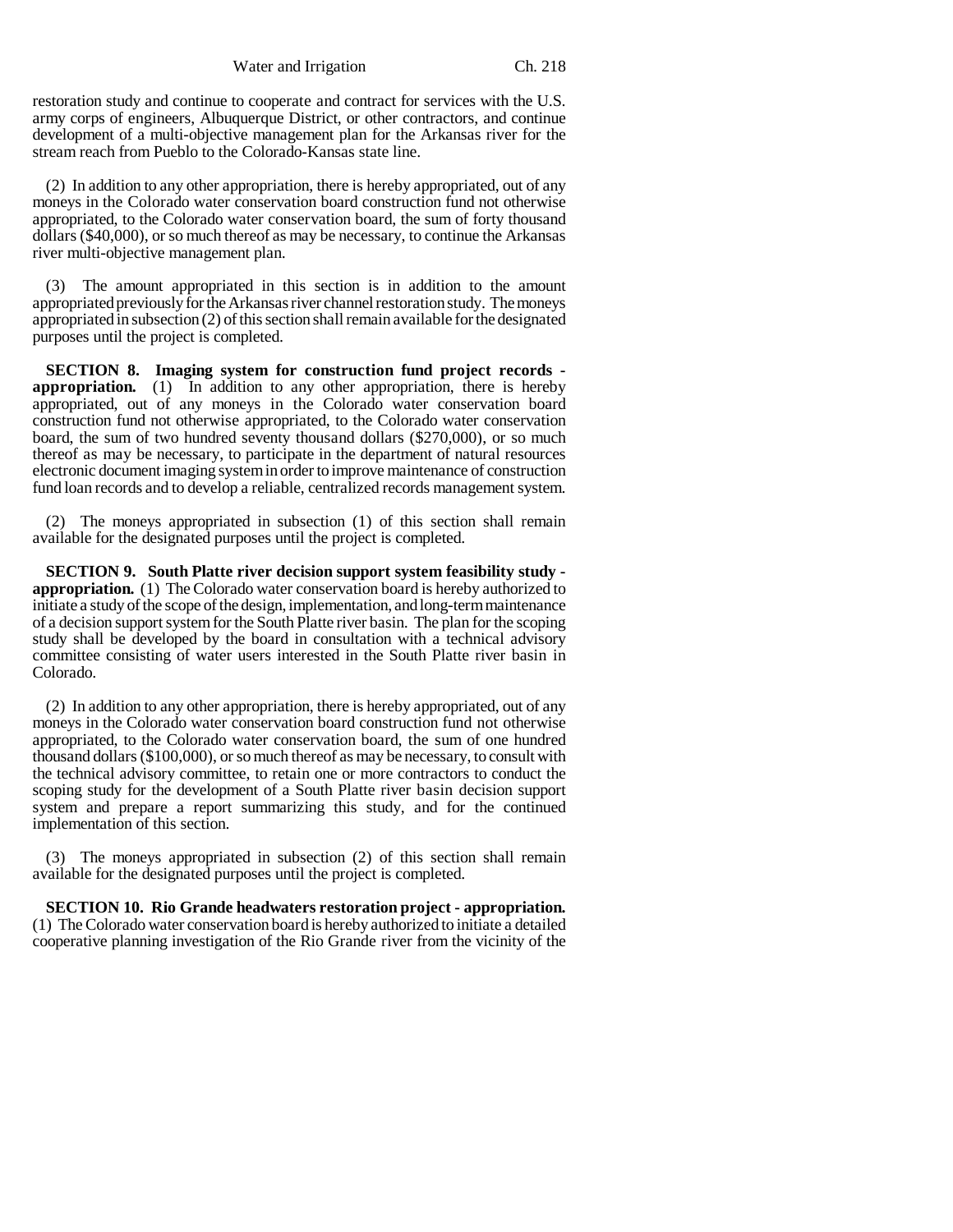restoration study and continue to cooperate and contract for services with the U.S. army corps of engineers, Albuquerque District, or other contractors, and continue development of a multi-objective management plan for the Arkansas river for the stream reach from Pueblo to the Colorado-Kansas state line.

(2) In addition to any other appropriation, there is hereby appropriated, out of any moneys in the Colorado water conservation board construction fund not otherwise appropriated, to the Colorado water conservation board, the sum of forty thousand dollars ($40,000), or so much thereof as may be necessary, to continue the Arkansas river multi-objective management plan.

(3) The amount appropriated in this section is in addition to the amount appropriated previously for the Arkansas river channel restoration study. The moneys appropriated in subsection (2) of this section shall remain available for the designated purposes until the project is completed.

**SECTION 8. Imaging system for construction fund project records - appropriation.** (1) In addition to any other appropriation, there is hereby appropriated, out of any moneys in the Colorado water conservation board construction fund not otherwise appropriated, to the Colorado water conservation board, the sum of two hundred seventy thousand dollars ($270,000), or so much thereof as may be necessary, to participate in the department of natural resources electronic document imaging system in order to improve maintenance of construction fund loan records and to develop a reliable, centralized records management system.

(2) The moneys appropriated in subsection (1) of this section shall remain available for the designated purposes until the project is completed.

**SECTION 9. South Platte river decision support system feasibility study - appropriation.** (1) The Colorado water conservation board is hereby authorized to initiate a study of the scope of the design, implementation, and long-term maintenance of a decision support system for the South Platte river basin. The plan for the scoping study shall be developed by the board in consultation with a technical advisory committee consisting of water users interested in the South Platte river basin in Colorado.

(2) In addition to any other appropriation, there is hereby appropriated, out of any moneys in the Colorado water conservation board construction fund not otherwise appropriated, to the Colorado water conservation board, the sum of one hundred thousand dollars ($100,000), or so much thereof as may be necessary, to consult with the technical advisory committee, to retain one or more contractors to conduct the scoping study for the development of a South Platte river basin decision support system and prepare a report summarizing this study, and for the continued implementation of this section.

(3) The moneys appropriated in subsection (2) of this section shall remain available for the designated purposes until the project is completed.

**SECTION 10. Rio Grande headwaters restoration project - appropriation.** (1) The Colorado water conservation board is hereby authorized to initiate a detailed cooperative planning investigation of the Rio Grande river from the vicinity of the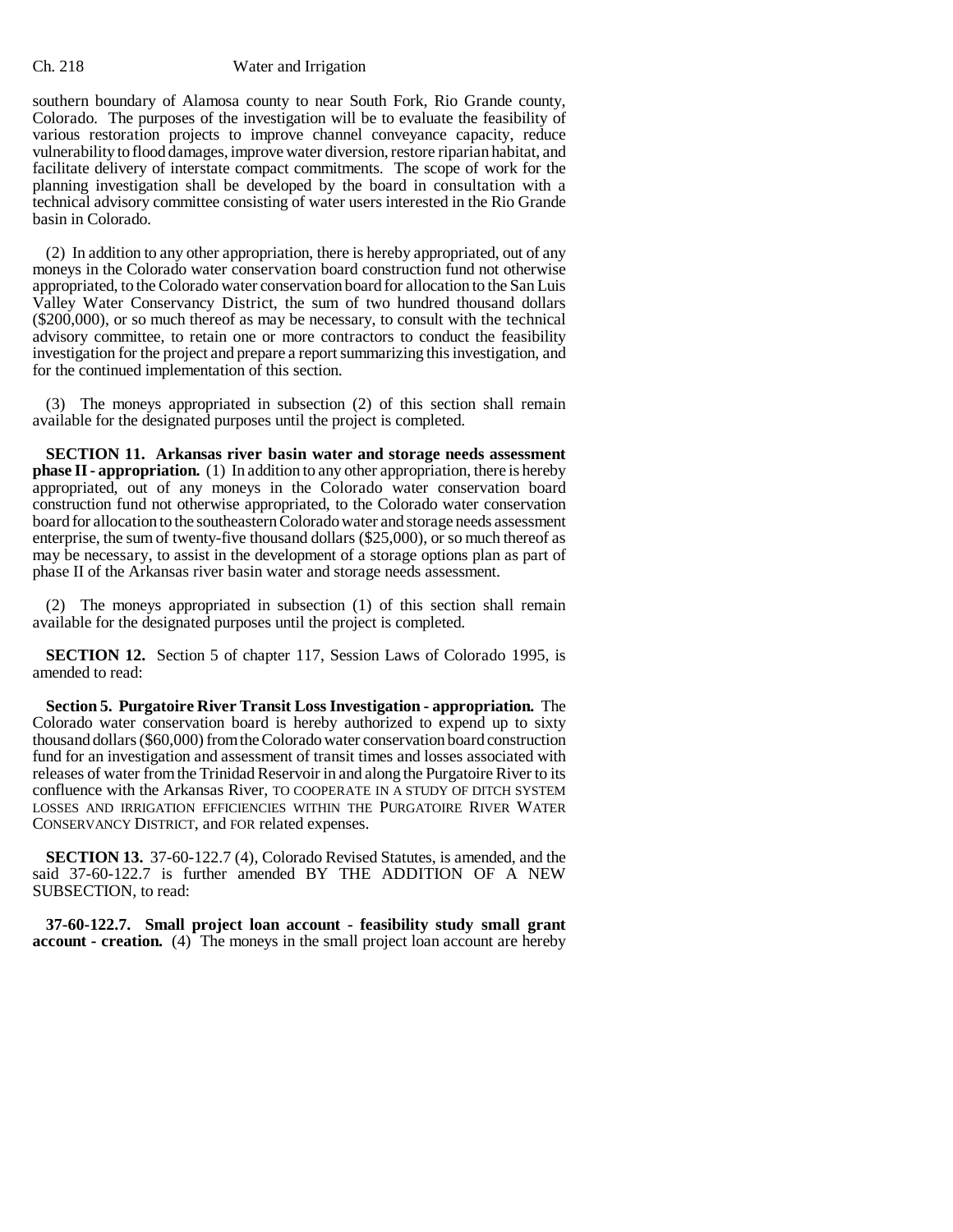southern boundary of Alamosa county to near South Fork, Rio Grande county, Colorado. The purposes of the investigation will be to evaluate the feasibility of various restoration projects to improve channel conveyance capacity, reduce vulnerability to flood damages, improve water diversion, restore riparian habitat, and facilitate delivery of interstate compact commitments. The scope of work for the planning investigation shall be developed by the board in consultation with a technical advisory committee consisting of water users interested in the Rio Grande basin in Colorado.

(2) In addition to any other appropriation, there is hereby appropriated, out of any moneys in the Colorado water conservation board construction fund not otherwise appropriated, to the Colorado water conservation board for allocation to the San Luis Valley Water Conservancy District, the sum of two hundred thousand dollars ($200,000), or so much thereof as may be necessary, to consult with the technical advisory committee, to retain one or more contractors to conduct the feasibility investigation for the project and prepare a report summarizing this investigation, and for the continued implementation of this section.

(3) The moneys appropriated in subsection (2) of this section shall remain available for the designated purposes until the project is completed.

**SECTION 11. Arkansas river basin water and storage needs assessment phase II - appropriation.** (1) In addition to any other appropriation, there is hereby appropriated, out of any moneys in the Colorado water conservation board construction fund not otherwise appropriated, to the Colorado water conservation board for allocation to the southeastern Colorado water and storage needs assessment enterprise, the sum of twenty-five thousand dollars ($25,000), or so much thereof as may be necessary, to assist in the development of a storage options plan as part of phase II of the Arkansas river basin water and storage needs assessment.

(2) The moneys appropriated in subsection (1) of this section shall remain available for the designated purposes until the project is completed.

**SECTION 12.** Section 5 of chapter 117, Session Laws of Colorado 1995, is amended to read:

**Section 5. Purgatoire River Transit Loss Investigation - appropriation.** The Colorado water conservation board is hereby authorized to expend up to sixty thousand dollars ($60,000) from the Colorado water conservation board construction fund for an investigation and assessment of transit times and losses associated with releases of water from the Trinidad Reservoir in and along the Purgatoire River to its confluence with the Arkansas River, TO COOPERATE IN A STUDY OF DITCH SYSTEM LOSSES AND IRRIGATION EFFICIENCIES WITHIN THE PURGATOIRE RIVER WATER CONSERVANCY DISTRICT, and FOR related expenses.

**SECTION 13.** 37-60-122.7 (4), Colorado Revised Statutes, is amended, and the said 37-60-122.7 is further amended BY THE ADDITION OF A NEW SUBSECTION, to read:

**37-60-122.7. Small project loan account - feasibility study small grant account - creation.** (4) The moneys in the small project loan account are hereby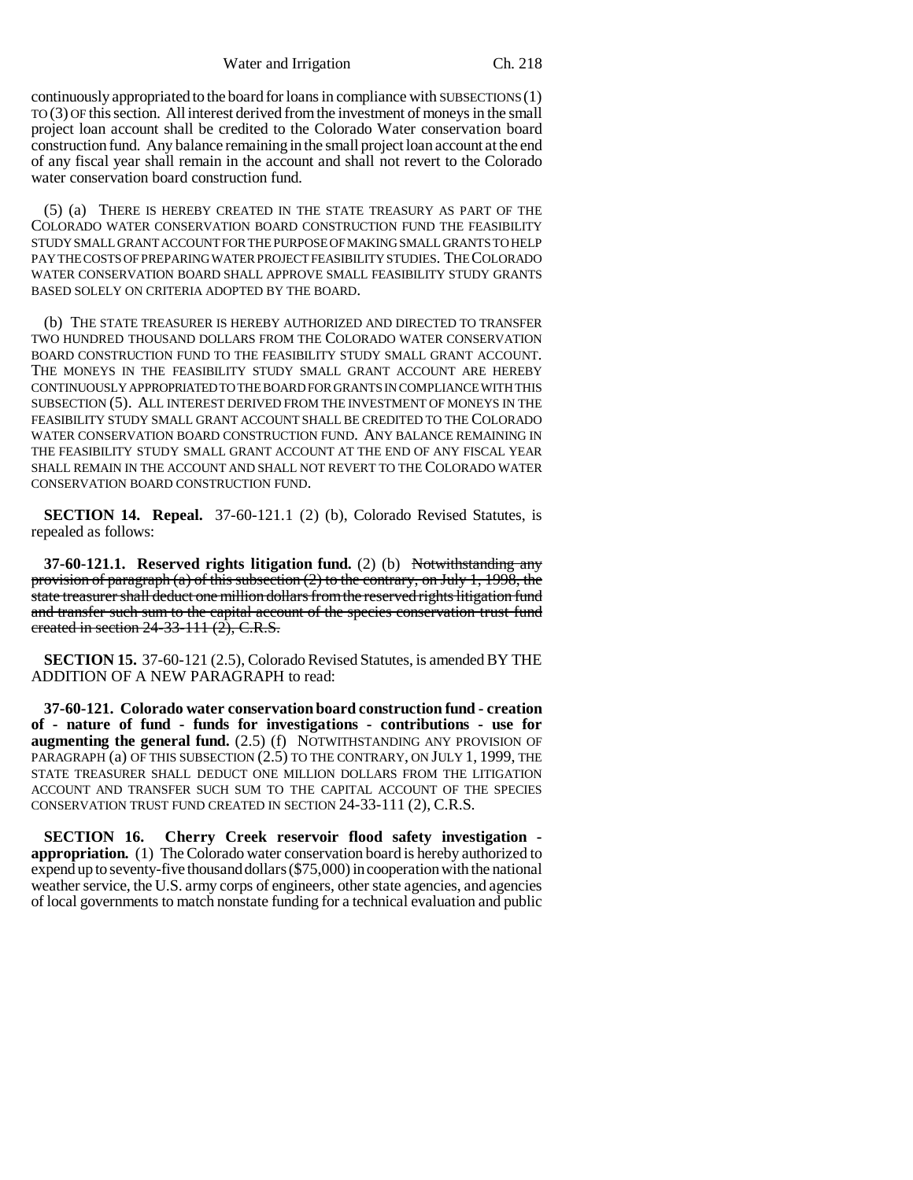continuously appropriated to the board for loans in compliance with SUBSECTIONS (1) TO (3) OF this section. All interest derived from the investment of moneys in the small project loan account shall be credited to the Colorado Water conservation board construction fund. Any balance remaining in the small project loan account at the end of any fiscal year shall remain in the account and shall not revert to the Colorado water conservation board construction fund.

(5) (a) THERE IS HEREBY CREATED IN THE STATE TREASURY AS PART OF THE COLORADO WATER CONSERVATION BOARD CONSTRUCTION FUND THE FEASIBILITY STUDY SMALL GRANT ACCOUNT FOR THE PURPOSE OF MAKING SMALL GRANTS TO HELP PAY THE COSTS OF PREPARING WATER PROJECT FEASIBILITY STUDIES. THE COLORADO WATER CONSERVATION BOARD SHALL APPROVE SMALL FEASIBILITY STUDY GRANTS BASED SOLELY ON CRITERIA ADOPTED BY THE BOARD.

(b) THE STATE TREASURER IS HEREBY AUTHORIZED AND DIRECTED TO TRANSFER TWO HUNDRED THOUSAND DOLLARS FROM THE COLORADO WATER CONSERVATION BOARD CONSTRUCTION FUND TO THE FEASIBILITY STUDY SMALL GRANT ACCOUNT. THE MONEYS IN THE FEASIBILITY STUDY SMALL GRANT ACCOUNT ARE HEREBY CONTINUOUSLY APPROPRIATED TO THE BOARD FOR GRANTS IN COMPLIANCE WITH THIS SUBSECTION (5). ALL INTEREST DERIVED FROM THE INVESTMENT OF MONEYS IN THE FEASIBILITY STUDY SMALL GRANT ACCOUNT SHALL BE CREDITED TO THE COLORADO WATER CONSERVATION BOARD CONSTRUCTION FUND. ANY BALANCE REMAINING IN THE FEASIBILITY STUDY SMALL GRANT ACCOUNT AT THE END OF ANY FISCAL YEAR SHALL REMAIN IN THE ACCOUNT AND SHALL NOT REVERT TO THE COLORADO WATER CONSERVATION BOARD CONSTRUCTION FUND.

**SECTION 14. Repeal.** 37-60-121.1 (2) (b), Colorado Revised Statutes, is repealed as follows:

**37-60-121.1. Reserved rights litigation fund.** (2) (b) ~~Notwithstanding any provision of paragraph (a) of this subsection (2) to the contrary, on July 1, 1998, the state treasurer shall deduct one million dollars from the reserved rights litigation fund and transfer such sum to the capital account of the species conservation trust fund created in section 24-33-111 (2), C.R.S.~~

**SECTION 15.** 37-60-121 (2.5), Colorado Revised Statutes, is amended BY THE ADDITION OF A NEW PARAGRAPH to read:

**37-60-121. Colorado water conservation board construction fund - creation of - nature of fund - funds for investigations - contributions - use for augmenting the general fund.** (2.5) (f) NOTWITHSTANDING ANY PROVISION OF PARAGRAPH (a) OF THIS SUBSECTION (2.5) TO THE CONTRARY, ON JULY 1, 1999, THE STATE TREASURER SHALL DEDUCT ONE MILLION DOLLARS FROM THE LITIGATION ACCOUNT AND TRANSFER SUCH SUM TO THE CAPITAL ACCOUNT OF THE SPECIES CONSERVATION TRUST FUND CREATED IN SECTION 24-33-111 (2), C.R.S.

**SECTION 16. Cherry Creek reservoir flood safety investigation - appropriation.** (1) The Colorado water conservation board is hereby authorized to expend up to seventy-five thousand dollars ($75,000) in cooperation with the national weather service, the U.S. army corps of engineers, other state agencies, and agencies of local governments to match nonstate funding for a technical evaluation and public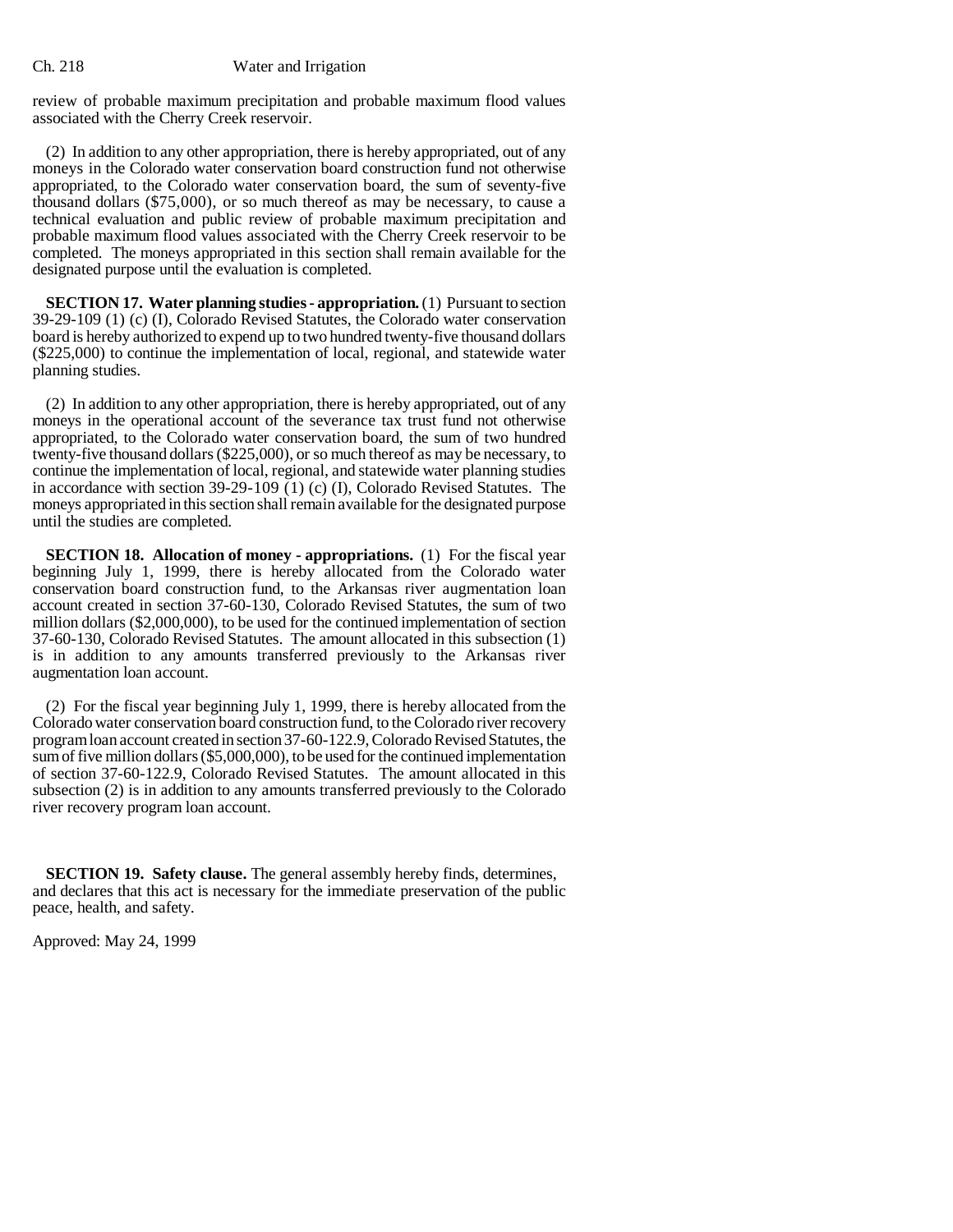review of probable maximum precipitation and probable maximum flood values associated with the Cherry Creek reservoir.

(2) In addition to any other appropriation, there is hereby appropriated, out of any moneys in the Colorado water conservation board construction fund not otherwise appropriated, to the Colorado water conservation board, the sum of seventy-five thousand dollars ($75,000), or so much thereof as may be necessary, to cause a technical evaluation and public review of probable maximum precipitation and probable maximum flood values associated with the Cherry Creek reservoir to be completed. The moneys appropriated in this section shall remain available for the designated purpose until the evaluation is completed.

**SECTION 17. Water planning studies - appropriation.** (1) Pursuant to section 39-29-109 (1) (c) (I), Colorado Revised Statutes, the Colorado water conservation board is hereby authorized to expend up to two hundred twenty-five thousand dollars ($225,000) to continue the implementation of local, regional, and statewide water planning studies.

(2) In addition to any other appropriation, there is hereby appropriated, out of any moneys in the operational account of the severance tax trust fund not otherwise appropriated, to the Colorado water conservation board, the sum of two hundred twenty-five thousand dollars ($225,000), or so much thereof as may be necessary, to continue the implementation of local, regional, and statewide water planning studies in accordance with section 39-29-109 (1) (c) (I), Colorado Revised Statutes. The moneys appropriated in this section shall remain available for the designated purpose until the studies are completed.

**SECTION 18. Allocation of money - appropriations.** (1) For the fiscal year beginning July 1, 1999, there is hereby allocated from the Colorado water conservation board construction fund, to the Arkansas river augmentation loan account created in section 37-60-130, Colorado Revised Statutes, the sum of two million dollars ($2,000,000), to be used for the continued implementation of section 37-60-130, Colorado Revised Statutes. The amount allocated in this subsection (1) is in addition to any amounts transferred previously to the Arkansas river augmentation loan account.

(2) For the fiscal year beginning July 1, 1999, there is hereby allocated from the Colorado water conservation board construction fund, to the Colorado river recovery program loan account created in section 37-60-122.9, Colorado Revised Statutes, the sum of five million dollars ($5,000,000), to be used for the continued implementation of section 37-60-122.9, Colorado Revised Statutes. The amount allocated in this subsection (2) is in addition to any amounts transferred previously to the Colorado river recovery program loan account.

**SECTION 19. Safety clause.** The general assembly hereby finds, determines, and declares that this act is necessary for the immediate preservation of the public peace, health, and safety.

Approved: May 24, 1999